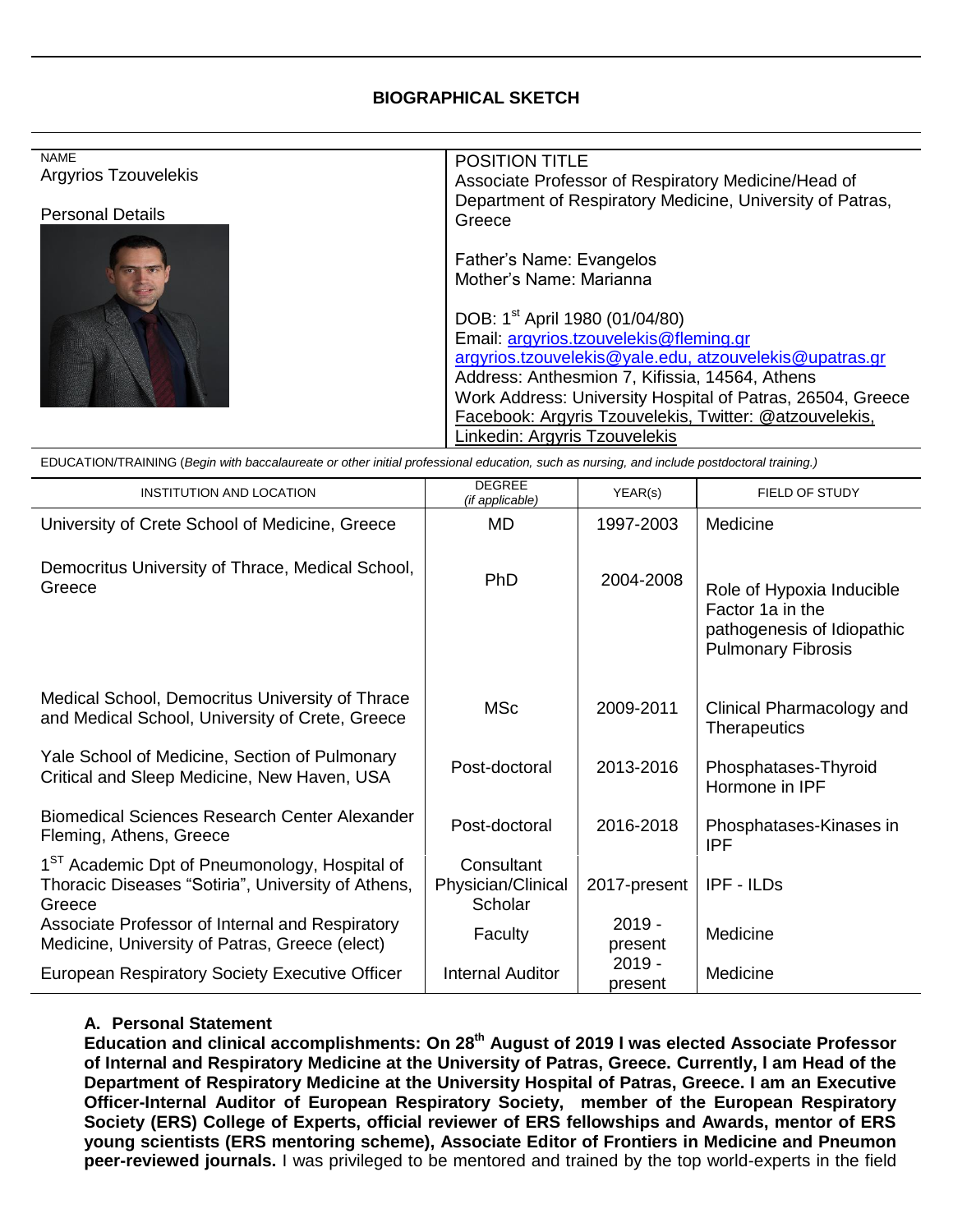# BIOGRAPHICAL SKETCH

| NAME | POSITION TITLE |
| --- | --- |
| Argyrios Tzouvelekis | Associate Professor of Respiratory Medicine/Head of Department of Respiratory Medicine, University of Patras, Greece |
| Personal Details | Father's Name: Evangelos<br>Mother's Name: Marianna<br><br>DOB: 1st April 1980 (01/04/80)<br>Email: argyrios.tzouvelekis@fleming.gr<br>argyrios.tzouvelekis@yale.edu, atzouvelekis@upatras.gr<br>Address: Anthesmion 7, Kifissia, 14564, Athens<br>Work Address: University Hospital of Patras, 26504, Greece<br>Facebook: Argyris Tzouvelekis, Twitter: @atzouvelekis,<br>Linkedin: Argyris Tzouvelekis |

EDUCATION/TRAINING (*Begin with baccalaureate or other initial professional education, such as nursing, and include postdoctoral training.*)

| INSTITUTION AND LOCATION | DEGREE *(if applicable)* | YEAR(s) | FIELD OF STUDY |
| --- | --- | --- | --- |
| University of Crete School of Medicine, Greece | MD | 1997-2003 | Medicine |
| Democritus University of Thrace, Medical School, Greece | PhD | 2004-2008 | Role of Hypoxia Inducible Factor 1a in the pathogenesis of Idiopathic Pulmonary Fibrosis |
| Medical School, Democritus University of Thrace and Medical School, University of Crete, Greece | MSc | 2009-2011 | Clinical Pharmacology and Therapeutics |
| Yale School of Medicine, Section of Pulmonary Critical and Sleep Medicine, New Haven, USA | Post-doctoral | 2013-2016 | Phosphatases-Thyroid Hormone in IPF |
| Biomedical Sciences Research Center Alexander Fleming, Athens, Greece | Post-doctoral | 2016-2018 | Phosphatases-Kinases in IPF |
| 1ST Academic Dpt of Pneumonology, Hospital of Thoracic Diseases "Sotiria", University of Athens, Greece | Consultant Physician/Clinical Scholar | 2017-present | IPF - ILDs |
| Associate Professor of Internal and Respiratory Medicine, University of Patras, Greece (elect) | Faculty | 2019 - present | Medicine |
| European Respiratory Society Executive Officer | Internal Auditor | 2019 - present | Medicine |

## A. Personal Statement

**Education and clinical accomplishments: On 28th August of 2019 I was elected Associate Professor of Internal and Respiratory Medicine at the University of Patras, Greece. Currently, I am Head of the Department of Respiratory Medicine at the University Hospital of Patras, Greece. I am an Executive Officer-Internal Auditor of European Respiratory Society, member of the European Respiratory Society (ERS) College of Experts, official reviewer of ERS fellowships and Awards, mentor of ERS young scientists (ERS mentoring scheme), Associate Editor of Frontiers in Medicine and Pneumon peer-reviewed journals.** I was privileged to be mentored and trained by the top world-experts in the field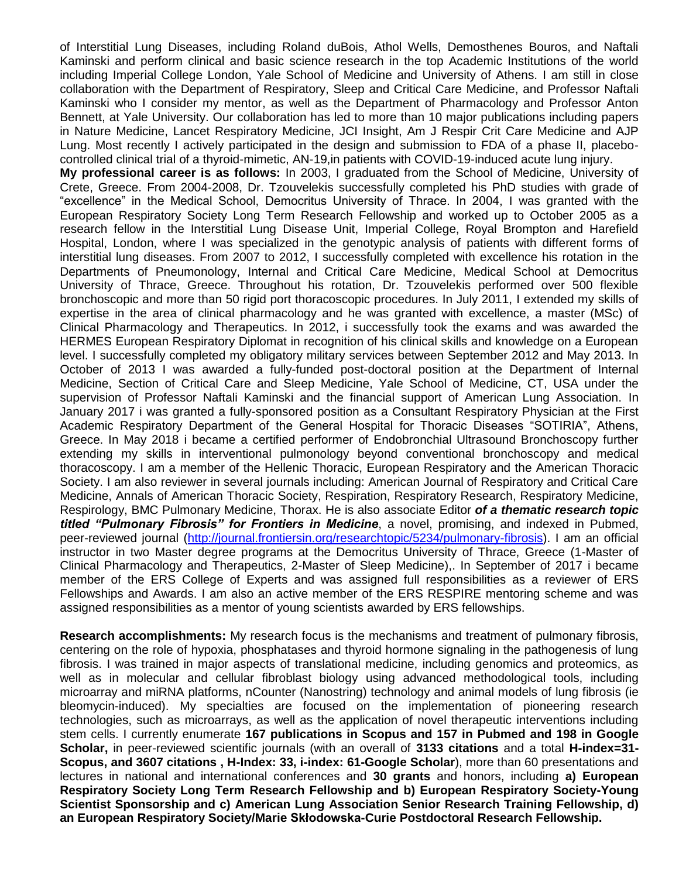of Interstitial Lung Diseases, including Roland duBois, Athol Wells, Demosthenes Bouros, and Naftali Kaminski and perform clinical and basic science research in the top Academic Institutions of the world including Imperial College London, Yale School of Medicine and University of Athens. I am still in close collaboration with the Department of Respiratory, Sleep and Critical Care Medicine, and Professor Naftali Kaminski who I consider my mentor, as well as the Department of Pharmacology and Professor Anton Bennett, at Yale University. Our collaboration has led to more than 10 major publications including papers in Nature Medicine, Lancet Respiratory Medicine, JCI Insight, Am J Respir Crit Care Medicine and AJP Lung. Most recently I actively participated in the design and submission to FDA of a phase II, placebo-controlled clinical trial of a thyroid-mimetic, AN-19,in patients with COVID-19-induced acute lung injury.

**My professional career is as follows:** In 2003, I graduated from the School of Medicine, University of Crete, Greece. From 2004-2008, Dr. Tzouvelekis successfully completed his PhD studies with grade of "excellence" in the Medical School, Democritus University of Thrace. In 2004, I was granted with the European Respiratory Society Long Term Research Fellowship and worked up to October 2005 as a research fellow in the Interstitial Lung Disease Unit, Imperial College, Royal Brompton and Harefield Hospital, London, where I was specialized in the genotypic analysis of patients with different forms of interstitial lung diseases. From 2007 to 2012, I successfully completed with excellence his rotation in the Departments of Pneumonology, Internal and Critical Care Medicine, Medical School at Democritus University of Thrace, Greece. Throughout his rotation, Dr. Tzouvelekis performed over 500 flexible bronchoscopic and more than 50 rigid port thoracoscopic procedures. In July 2011, I extended my skills of expertise in the area of clinical pharmacology and he was granted with excellence, a master (MSc) of Clinical Pharmacology and Therapeutics. In 2012, i successfully took the exams and was awarded the HERMES European Respiratory Diplomat in recognition of his clinical skills and knowledge on a European level. I successfully completed my obligatory military services between September 2012 and May 2013. In October of 2013 I was awarded a fully-funded post-doctoral position at the Department of Internal Medicine, Section of Critical Care and Sleep Medicine, Yale School of Medicine, CT, USA under the supervision of Professor Naftali Kaminski and the financial support of American Lung Association. In January 2017 i was granted a fully-sponsored position as a Consultant Respiratory Physician at the First Academic Respiratory Department of the General Hospital for Thoracic Diseases "SOTIRIA", Athens, Greece. In May 2018 i became a certified performer of Endobronchial Ultrasound Bronchoscopy further extending my skills in interventional pulmonology beyond conventional bronchoscopy and medical thoracoscopy. I am a member of the Hellenic Thoracic, European Respiratory and the American Thoracic Society. I am also reviewer in several journals including: American Journal of Respiratory and Critical Care Medicine, Annals of American Thoracic Society, Respiration, Respiratory Research, Respiratory Medicine, Respirology, BMC Pulmonary Medicine, Thorax. He is also associate Editor ***of a thematic research topic titled "Pulmonary Fibrosis" for Frontiers in Medicine***, a novel, promising, and indexed in Pubmed, peer-reviewed journal (http://journal.frontiersin.org/researchtopic/5234/pulmonary-fibrosis). I am an official instructor in two Master degree programs at the Democritus University of Thrace, Greece (1-Master of Clinical Pharmacology and Therapeutics, 2-Master of Sleep Medicine),. In September of 2017 i became member of the ERS College of Experts and was assigned full responsibilities as a reviewer of ERS Fellowships and Awards. I am also an active member of the ERS RESPIRE mentoring scheme and was assigned responsibilities as a mentor of young scientists awarded by ERS fellowships.

**Research accomplishments:** My research focus is the mechanisms and treatment of pulmonary fibrosis, centering on the role of hypoxia, phosphatases and thyroid hormone signaling in the pathogenesis of lung fibrosis. I was trained in major aspects of translational medicine, including genomics and proteomics, as well as in molecular and cellular fibroblast biology using advanced methodological tools, including microarray and miRNA platforms, nCounter (Nanostring) technology and animal models of lung fibrosis (ie bleomycin-induced). My specialties are focused on the implementation of pioneering research technologies, such as microarrays, as well as the application of novel therapeutic interventions including stem cells. I currently enumerate **167 publications in Scopus and 157 in Pubmed and 198 in Google Scholar,** in peer-reviewed scientific journals (with an overall of **3133 citations** and a total **H-index=31-Scopus, and 3607 citations , H-Index: 33, i-index: 61-Google Scholar**), more than 60 presentations and lectures in national and international conferences and **30 grants** and honors, including **a) European Respiratory Society Long Term Research Fellowship and b) European Respiratory Society-Young Scientist Sponsorship and c) American Lung Association Senior Research Training Fellowship, d) an European Respiratory Society/Marie Skłodowska-Curie Postdoctoral Research Fellowship.**